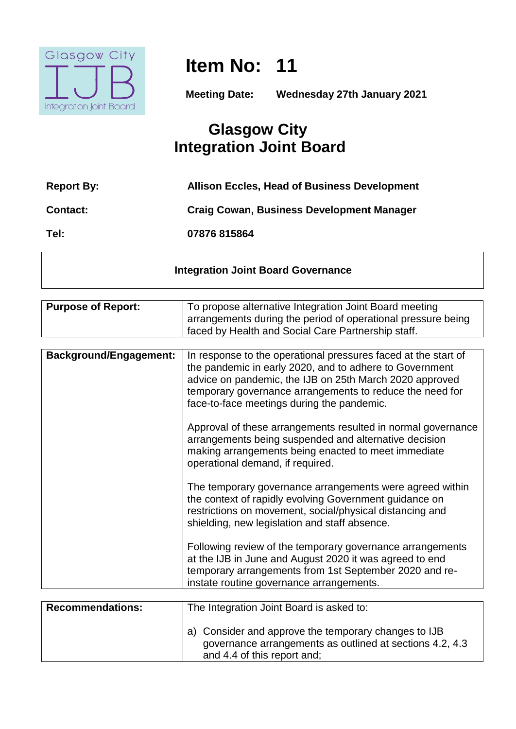Glasgow City IJB Integration Joint Board

# Item No: 11

**Meeting Date:** **Wednesday 27th January 2021**

# Glasgow City Integration Joint Board

| | |
|---|---|
| **Report By:** | **Allison Eccles, Head of Business Development** |
| **Contact:** | **Craig Cowan, Business Development Manager** |
| **Tel:** | **07876 815864** |

## Integration Joint Board Governance

| | |
|---|---|
| **Purpose of Report:** | To propose alternative Integration Joint Board meeting arrangements during the period of operational pressure being faced by Health and Social Care Partnership staff. |

| | |
|---|---|
| **Background/Engagement:** | In response to the operational pressures faced at the start of the pandemic in early 2020, and to adhere to Government advice on pandemic, the IJB on 25th March 2020 approved temporary governance arrangements to reduce the need for face-to-face meetings during the pandemic.<br><br>Approval of these arrangements resulted in normal governance arrangements being suspended and alternative decision making arrangements being enacted to meet immediate operational demand, if required.<br><br>The temporary governance arrangements were agreed within the context of rapidly evolving Government guidance on restrictions on movement, social/physical distancing and shielding, new legislation and staff absence.<br><br>Following review of the temporary governance arrangements at the IJB in June and August 2020 it was agreed to end temporary arrangements from 1st September 2020 and re-instate routine governance arrangements. |

| | |
|---|---|
| **Recommendations:** | The Integration Joint Board is asked to:<br><br>a) Consider and approve the temporary changes to IJB governance arrangements as outlined at sections 4.2, 4.3 and 4.4 of this report and; |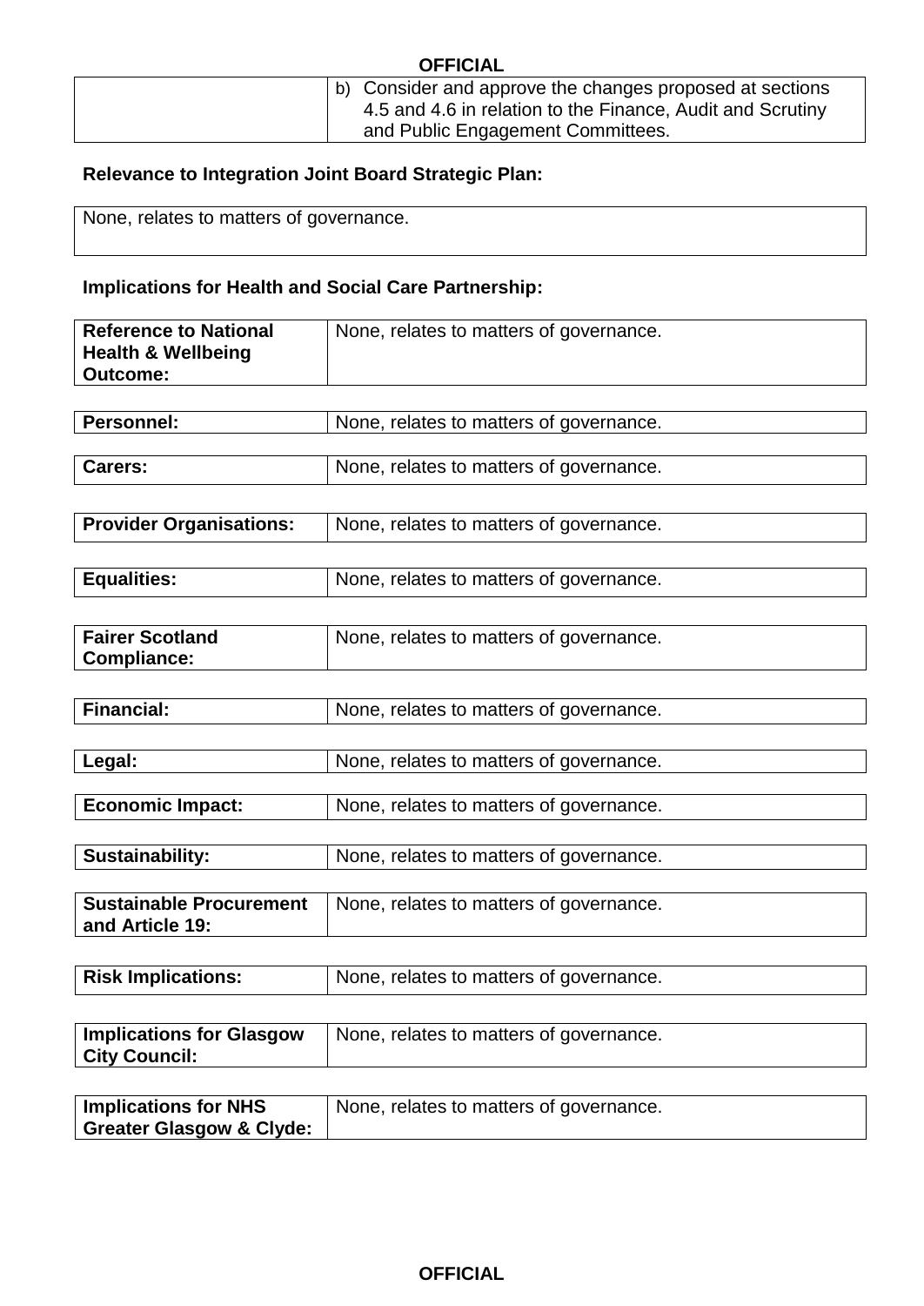| | b) Consider and approve the changes proposed at sections 4.5 and 4.6 in relation to the Finance, Audit and Scrutiny and Public Engagement Committees. |
|---|---|

**Relevance to Integration Joint Board Strategic Plan:**

None, relates to matters of governance.

**Implications for Health and Social Care Partnership:**

| | |
|---|---|
| **Reference to National Health & Wellbeing Outcome:** | None, relates to matters of governance. |
| **Personnel:** | None, relates to matters of governance. |
| **Carers:** | None, relates to matters of governance. |
| **Provider Organisations:** | None, relates to matters of governance. |
| **Equalities:** | None, relates to matters of governance. |
| **Fairer Scotland Compliance:** | None, relates to matters of governance. |
| **Financial:** | None, relates to matters of governance. |
| **Legal:** | None, relates to matters of governance. |
| **Economic Impact:** | None, relates to matters of governance. |
| **Sustainability:** | None, relates to matters of governance. |
| **Sustainable Procurement and Article 19:** | None, relates to matters of governance. |
| **Risk Implications:** | None, relates to matters of governance. |
| **Implications for Glasgow City Council:** | None, relates to matters of governance. |
| **Implications for NHS Greater Glasgow & Clyde:** | None, relates to matters of governance. |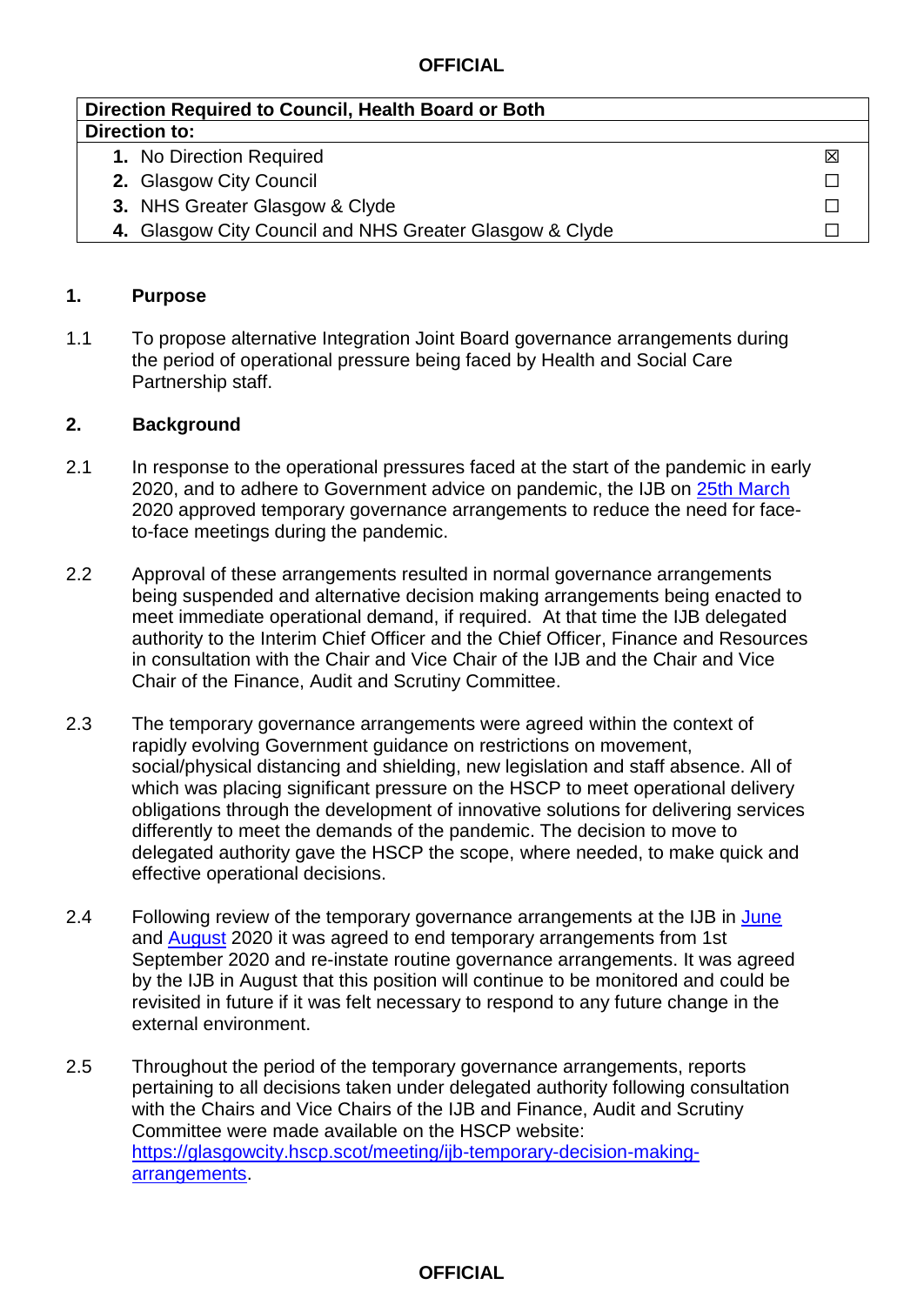| Direction Required to Council, Health Board or Both | |
|---|---|
| **Direction to:** | |
| **1.** No Direction Required | ☒ |
| **2.** Glasgow City Council | ☐ |
| **3.** NHS Greater Glasgow & Clyde | ☐ |
| **4.** Glasgow City Council and NHS Greater Glasgow & Clyde | ☐ |

## 1. Purpose

1.1 To propose alternative Integration Joint Board governance arrangements during the period of operational pressure being faced by Health and Social Care Partnership staff.

## 2. Background

2.1 In response to the operational pressures faced at the start of the pandemic in early 2020, and to adhere to Government advice on pandemic, the IJB on 25th March 2020 approved temporary governance arrangements to reduce the need for face-to-face meetings during the pandemic.

2.2 Approval of these arrangements resulted in normal governance arrangements being suspended and alternative decision making arrangements being enacted to meet immediate operational demand, if required. At that time the IJB delegated authority to the Interim Chief Officer and the Chief Officer, Finance and Resources in consultation with the Chair and Vice Chair of the IJB and the Chair and Vice Chair of the Finance, Audit and Scrutiny Committee.

2.3 The temporary governance arrangements were agreed within the context of rapidly evolving Government guidance on restrictions on movement, social/physical distancing and shielding, new legislation and staff absence. All of which was placing significant pressure on the HSCP to meet operational delivery obligations through the development of innovative solutions for delivering services differently to meet the demands of the pandemic. The decision to move to delegated authority gave the HSCP the scope, where needed, to make quick and effective operational decisions.

2.4 Following review of the temporary governance arrangements at the IJB in June and August 2020 it was agreed to end temporary arrangements from 1st September 2020 and re-instate routine governance arrangements. It was agreed by the IJB in August that this position will continue to be monitored and could be revisited in future if it was felt necessary to respond to any future change in the external environment.

2.5 Throughout the period of the temporary governance arrangements, reports pertaining to all decisions taken under delegated authority following consultation with the Chairs and Vice Chairs of the IJB and Finance, Audit and Scrutiny Committee were made available on the HSCP website: https://glasgowcity.hscp.scot/meeting/ijb-temporary-decision-making-arrangements.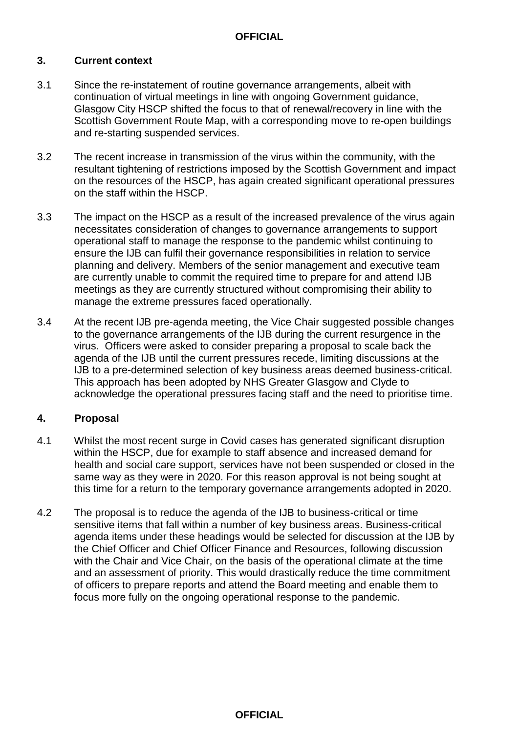## 3. Current context

3.1 Since the re-instatement of routine governance arrangements, albeit with continuation of virtual meetings in line with ongoing Government guidance, Glasgow City HSCP shifted the focus to that of renewal/recovery in line with the Scottish Government Route Map, with a corresponding move to re-open buildings and re-starting suspended services.

3.2 The recent increase in transmission of the virus within the community, with the resultant tightening of restrictions imposed by the Scottish Government and impact on the resources of the HSCP, has again created significant operational pressures on the staff within the HSCP.

3.3 The impact on the HSCP as a result of the increased prevalence of the virus again necessitates consideration of changes to governance arrangements to support operational staff to manage the response to the pandemic whilst continuing to ensure the IJB can fulfil their governance responsibilities in relation to service planning and delivery. Members of the senior management and executive team are currently unable to commit the required time to prepare for and attend IJB meetings as they are currently structured without compromising their ability to manage the extreme pressures faced operationally.

3.4 At the recent IJB pre-agenda meeting, the Vice Chair suggested possible changes to the governance arrangements of the IJB during the current resurgence in the virus. Officers were asked to consider preparing a proposal to scale back the agenda of the IJB until the current pressures recede, limiting discussions at the IJB to a pre-determined selection of key business areas deemed business-critical. This approach has been adopted by NHS Greater Glasgow and Clyde to acknowledge the operational pressures facing staff and the need to prioritise time.

## 4. Proposal

4.1 Whilst the most recent surge in Covid cases has generated significant disruption within the HSCP, due for example to staff absence and increased demand for health and social care support, services have not been suspended or closed in the same way as they were in 2020. For this reason approval is not being sought at this time for a return to the temporary governance arrangements adopted in 2020.

4.2 The proposal is to reduce the agenda of the IJB to business-critical or time sensitive items that fall within a number of key business areas. Business-critical agenda items under these headings would be selected for discussion at the IJB by the Chief Officer and Chief Officer Finance and Resources, following discussion with the Chair and Vice Chair, on the basis of the operational climate at the time and an assessment of priority. This would drastically reduce the time commitment of officers to prepare reports and attend the Board meeting and enable them to focus more fully on the ongoing operational response to the pandemic.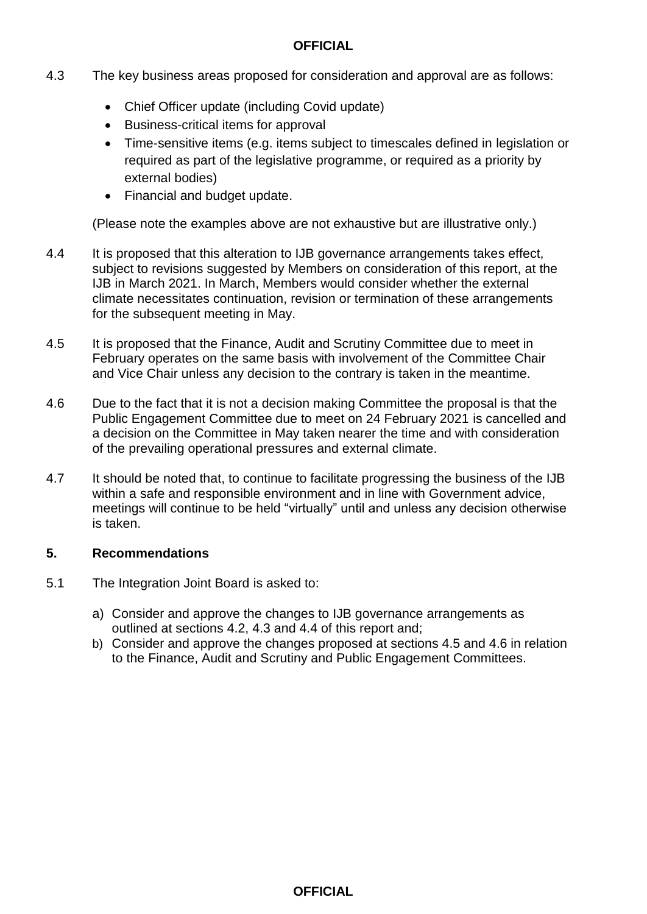4.3 The key business areas proposed for consideration and approval are as follows:

- Chief Officer update (including Covid update)
- Business-critical items for approval
- Time-sensitive items (e.g. items subject to timescales defined in legislation or required as part of the legislative programme, or required as a priority by external bodies)
- Financial and budget update.

(Please note the examples above are not exhaustive but are illustrative only.)

4.4 It is proposed that this alteration to IJB governance arrangements takes effect, subject to revisions suggested by Members on consideration of this report, at the IJB in March 2021. In March, Members would consider whether the external climate necessitates continuation, revision or termination of these arrangements for the subsequent meeting in May.

4.5 It is proposed that the Finance, Audit and Scrutiny Committee due to meet in February operates on the same basis with involvement of the Committee Chair and Vice Chair unless any decision to the contrary is taken in the meantime.

4.6 Due to the fact that it is not a decision making Committee the proposal is that the Public Engagement Committee due to meet on 24 February 2021 is cancelled and a decision on the Committee in May taken nearer the time and with consideration of the prevailing operational pressures and external climate.

4.7 It should be noted that, to continue to facilitate progressing the business of the IJB within a safe and responsible environment and in line with Government advice, meetings will continue to be held "virtually" until and unless any decision otherwise is taken.

## 5. Recommendations

5.1 The Integration Joint Board is asked to:

a) Consider and approve the changes to IJB governance arrangements as outlined at sections 4.2, 4.3 and 4.4 of this report and;
b) Consider and approve the changes proposed at sections 4.5 and 4.6 in relation to the Finance, Audit and Scrutiny and Public Engagement Committees.